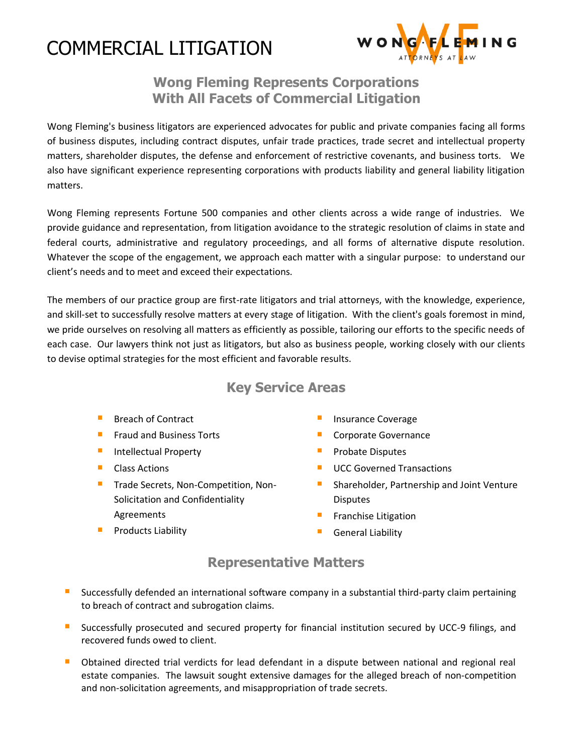# COMMERCIAL LITIGATION

WONG·FLEMING
ATTORNEYS AT LAW

## Wong Fleming Represents Corporations With All Facets of Commercial Litigation

Wong Fleming's business litigators are experienced advocates for public and private companies facing all forms of business disputes, including contract disputes, unfair trade practices, trade secret and intellectual property matters, shareholder disputes, the defense and enforcement of restrictive covenants, and business torts. We also have significant experience representing corporations with products liability and general liability litigation matters.

Wong Fleming represents Fortune 500 companies and other clients across a wide range of industries. We provide guidance and representation, from litigation avoidance to the strategic resolution of claims in state and federal courts, administrative and regulatory proceedings, and all forms of alternative dispute resolution. Whatever the scope of the engagement, we approach each matter with a singular purpose: to understand our client's needs and to meet and exceed their expectations.

The members of our practice group are first-rate litigators and trial attorneys, with the knowledge, experience, and skill-set to successfully resolve matters at every stage of litigation. With the client's goals foremost in mind, we pride ourselves on resolving all matters as efficiently as possible, tailoring our efforts to the specific needs of each case. Our lawyers think not just as litigators, but also as business people, working closely with our clients to devise optimal strategies for the most efficient and favorable results.

## Key Service Areas

- Breach of Contract
- Fraud and Business Torts
- Intellectual Property
- Class Actions
- Trade Secrets, Non-Competition, Non-Solicitation and Confidentiality Agreements
- Products Liability
- Insurance Coverage
- Corporate Governance
- Probate Disputes
- UCC Governed Transactions
- Shareholder, Partnership and Joint Venture Disputes
- Franchise Litigation
- General Liability

## Representative Matters

- Successfully defended an international software company in a substantial third-party claim pertaining to breach of contract and subrogation claims.
- Successfully prosecuted and secured property for financial institution secured by UCC-9 filings, and recovered funds owed to client.
- Obtained directed trial verdicts for lead defendant in a dispute between national and regional real estate companies. The lawsuit sought extensive damages for the alleged breach of non-competition and non-solicitation agreements, and misappropriation of trade secrets.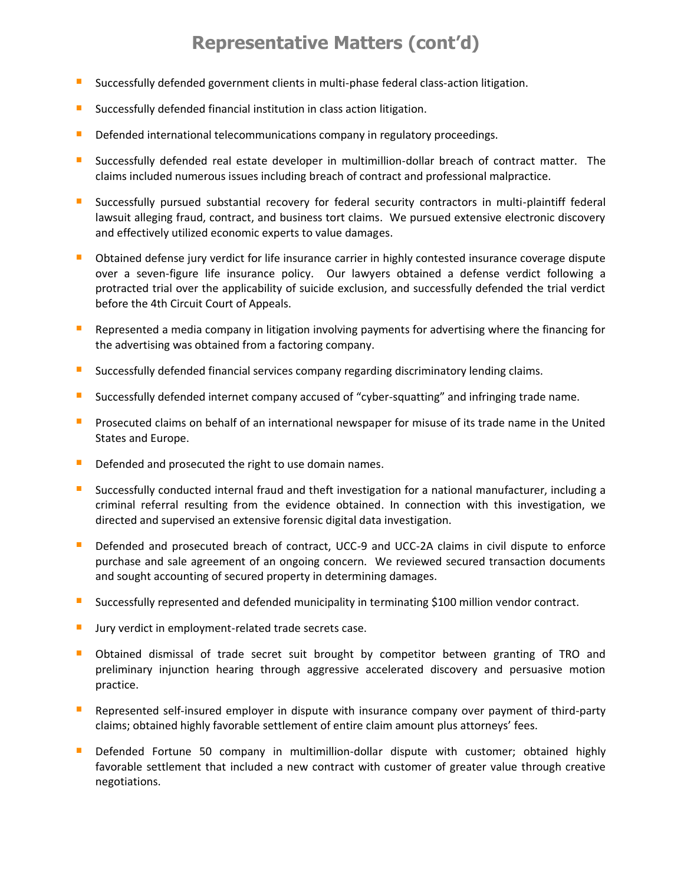# Representative Matters (cont'd)

- Successfully defended government clients in multi-phase federal class-action litigation.
- Successfully defended financial institution in class action litigation.
- Defended international telecommunications company in regulatory proceedings.
- Successfully defended real estate developer in multimillion-dollar breach of contract matter. The claims included numerous issues including breach of contract and professional malpractice.
- Successfully pursued substantial recovery for federal security contractors in multi-plaintiff federal lawsuit alleging fraud, contract, and business tort claims. We pursued extensive electronic discovery and effectively utilized economic experts to value damages.
- Obtained defense jury verdict for life insurance carrier in highly contested insurance coverage dispute over a seven-figure life insurance policy. Our lawyers obtained a defense verdict following a protracted trial over the applicability of suicide exclusion, and successfully defended the trial verdict before the 4th Circuit Court of Appeals.
- Represented a media company in litigation involving payments for advertising where the financing for the advertising was obtained from a factoring company.
- Successfully defended financial services company regarding discriminatory lending claims.
- Successfully defended internet company accused of "cyber-squatting" and infringing trade name.
- Prosecuted claims on behalf of an international newspaper for misuse of its trade name in the United States and Europe.
- Defended and prosecuted the right to use domain names.
- Successfully conducted internal fraud and theft investigation for a national manufacturer, including a criminal referral resulting from the evidence obtained. In connection with this investigation, we directed and supervised an extensive forensic digital data investigation.
- Defended and prosecuted breach of contract, UCC-9 and UCC-2A claims in civil dispute to enforce purchase and sale agreement of an ongoing concern. We reviewed secured transaction documents and sought accounting of secured property in determining damages.
- Successfully represented and defended municipality in terminating $100 million vendor contract.
- Jury verdict in employment-related trade secrets case.
- Obtained dismissal of trade secret suit brought by competitor between granting of TRO and preliminary injunction hearing through aggressive accelerated discovery and persuasive motion practice.
- Represented self-insured employer in dispute with insurance company over payment of third-party claims; obtained highly favorable settlement of entire claim amount plus attorneys' fees.
- Defended Fortune 50 company in multimillion-dollar dispute with customer; obtained highly favorable settlement that included a new contract with customer of greater value through creative negotiations.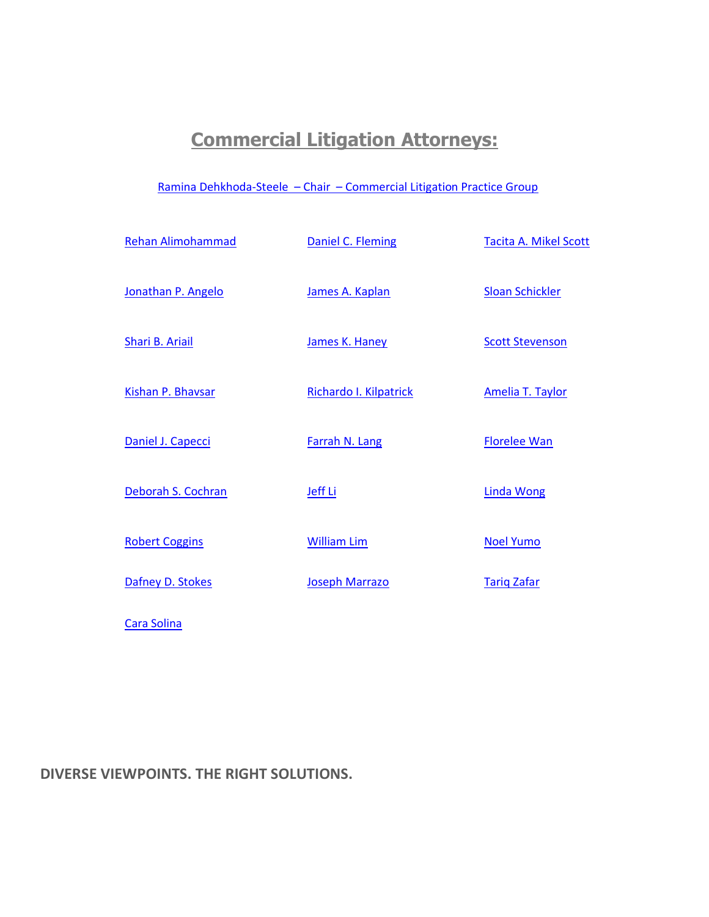## Commercial Litigation Attorneys:

Ramina Dehkhoda-Steele – Chair – Commercial Litigation Practice Group

| | | |
|---|---|---|
| Rehan Alimohammad | Daniel C. Fleming | Tacita A. Mikel Scott |
| Jonathan P. Angelo | James A. Kaplan | Sloan Schickler |
| Shari B. Ariail | James K. Haney | Scott Stevenson |
| Kishan P. Bhavsar | Richardo I. Kilpatrick | Amelia T. Taylor |
| Daniel J. Capecci | Farrah N. Lang | Florelee Wan |
| Deborah S. Cochran | Jeff Li | Linda Wong |
| Robert Coggins | William Lim | Noel Yumo |
| Dafney D. Stokes | Joseph Marrazo | Tariq Zafar |
| Cara Solina | | |

**DIVERSE VIEWPOINTS. THE RIGHT SOLUTIONS.**